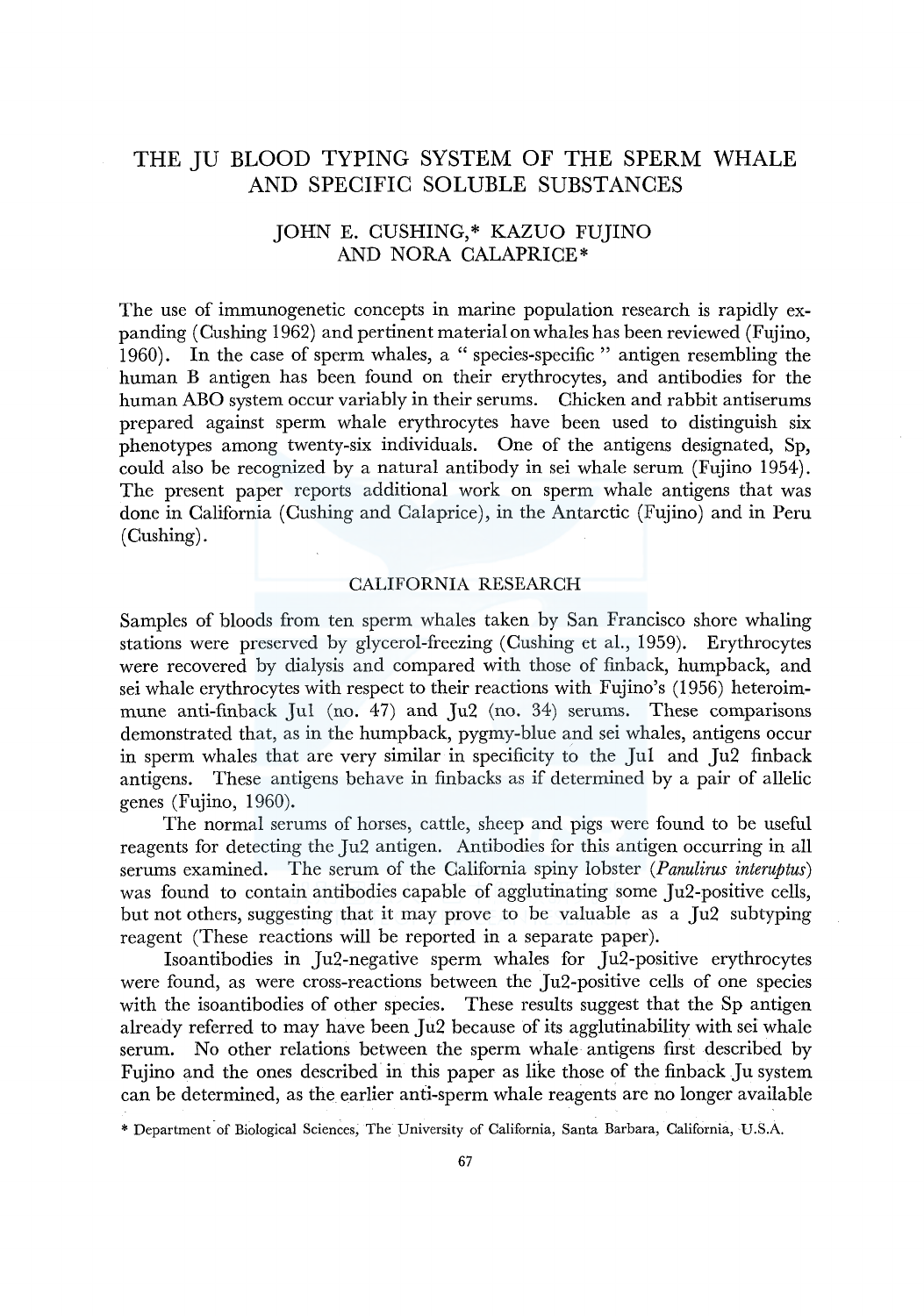# THE JU BLOOD TYPING SYSTEM OF THE SPERM WHALE AND SPECIFIC SOLUBLE SUBSTANCES

JOHN E. CUSHING,* KAZUO FUJINO AND NORA CALAPRICE*

The use of immunogenetic concepts in marine population research is rapidly expanding (Cushing 1962) and pertinent material on whales has been reviewed (Fujino, 1960). In the case of sperm whales, a " species-specific " antigen resembling the human B antigen has been found on their erythrocytes, and antibodies for the human ABO system occur variably in their serums. Chicken and rabbit antiserums prepared against sperm whale erythrocytes have been used to distinguish six phenotypes among twenty-six individuals. One of the antigens designated, Sp, could also be recognized by a natural antibody in sei whale serum (Fujino 1954). The present paper reports additional work on sperm whale antigens that was done in California (Cushing and Calaprice), in the Antarctic (Fujino) and in Peru (Cushing).

## CALIFORNIA RESEARCH

Samples of bloods from ten sperm whales taken by San Francisco shore whaling stations were preserved by glycerol-freezing (Cushing et al., 1959). Erythrocytes were recovered by dialysis and compared with those of finback, humpback, and sei whale erythrocytes with respect to their reactions with Fujino's (1956) heteroimmune anti-finback Ju1 (no. 47) and Ju2 (no. 34) serums. These comparisons demonstrated that, as in the humpback, pygmy-blue and sei whales, antigens occur in sperm whales that are very similar in specificity to the Ju1 and Ju2 finback antigens. These antigens behave in finbacks as if determined by a pair of allelic genes (Fujino, 1960).

The normal serums of horses, cattle, sheep and pigs were found to be useful reagents for detecting the Ju2 antigen. Antibodies for this antigen occurring in all serums examined. The serum of the California spiny lobster (*Panulirus interuptus*) was found to contain antibodies capable of agglutinating some Ju2-positive cells, but not others, suggesting that it may prove to be valuable as a Ju2 subtyping reagent (These reactions will be reported in a separate paper).

Isoantibodies in Ju2-negative sperm whales for Ju2-positive erythrocytes were found, as were cross-reactions between the Ju2-positive cells of one species with the isoantibodies of other species. These results suggest that the Sp antigen already referred to may have been Ju2 because of its agglutinability with sei whale serum. No other relations between the sperm whale antigens first described by Fujino and the ones described in this paper as like those of the finback Ju system can be determined, as the earlier anti-sperm whale reagents are no longer available

\* Department of Biological Sciences, The University of California, Santa Barbara, California, U.S.A.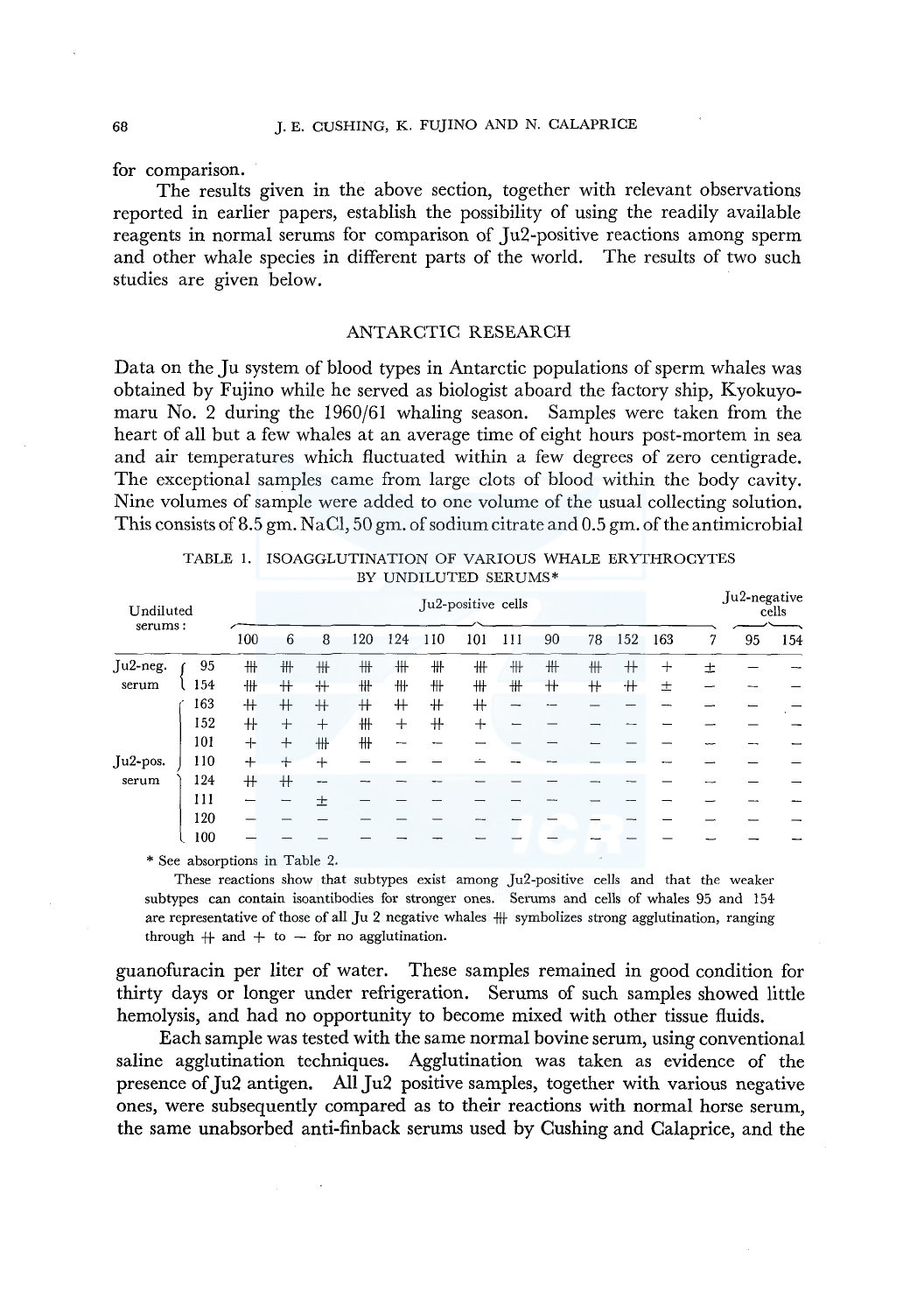for comparison.

The results given in the above section, together with relevant observations reported in earlier papers, establish the possibility of using the readily available reagents in normal serums for comparison of Ju2-positive reactions among sperm and other whale species in different parts of the world. The results of two such studies are given below.

## ANTARCTIC RESEARCH

Data on the Ju system of blood types in Antarctic populations of sperm whales was obtained by Fujino while he served as biologist aboard the factory ship, Kyokuyo-maru No. 2 during the 1960/61 whaling season. Samples were taken from the heart of all but a few whales at an average time of eight hours post-mortem in sea and air temperatures which fluctuated within a few degrees of zero centigrade. The exceptional samples came from large clots of blood within the body cavity. Nine volumes of sample were added to one volume of the usual collecting solution. This consists of 8.5 gm. NaCl, 50 gm. of sodium citrate and 0.5 gm. of the antimicrobial guanofuracin per liter of water. These samples remained in good condition for thirty days or longer under refrigeration. Serums of such samples showed little hemolysis, and had no opportunity to become mixed with other tissue fluids.

TABLE 1. ISOAGGLUTINATION OF VARIOUS WHALE ERYTHROCYTES BY UNDILUTED SERUMS*

| Undiluted serums: | | Ju2-positive cells | | | | | | | | | | | | | Ju2-negative cells | |
|---|---|---|---|---|---|---|---|---|---|---|---|---|---|---|---|---|
| | | 100 | 6 | 8 | 120 | 124 | 110 | 101 | 111 | 90 | 78 | 152 | 163 | 7 | 95 | 154 |
| Ju2-neg. serum | 95 | +++ | +++ | +++ | +++ | +++ | +++ | +++ | +++ | +++ | +++ | ++ | + | ± | − | − |
| | 154 | +++ | ++ | ++ | +++ | +++ | +++ | +++ | +++ | ++ | ++ | ++ | ± | − | − | − |
| Ju2-pos. serum | 163 | ++ | ++ | ++ | ++ | ++ | ++ | ++ | − | − | − | − | − | − | − | − |
| | 152 | ++ | + | + | +++ | + | ++ | + | − | − | − | − | − | − | − | − |
| | 101 | + | + | +++ | +++ | − | − | − | − | − | − | − | − | − | − | − |
| | 110 | + | + | + | − | − | − | − | − | − | − | − | − | − | − | − |
| | 124 | ++ | ++ | − | − | − | − | − | − | − | − | − | − | − | − | − |
| | 111 | − | − | ± | − | − | − | − | − | − | − | − | − | − | − | − |
| | 120 | − | − | − | − | − | − | − | − | − | − | − | − | − | − | − |
| | 100 | − | − | − | − | − | − | − | − | − | − | − | − | − | − | − |

\* See absorptions in Table 2.

These reactions show that subtypes exist among Ju2-positive cells and that the weaker subtypes can contain isoantibodies for stronger ones. Serums and cells of whales 95 and 154 are representative of those of all Ju 2 negative whales +++ symbolizes strong agglutination, ranging through ++ and + to − for no agglutination.

Each sample was tested with the same normal bovine serum, using conventional saline agglutination techniques. Agglutination was taken as evidence of the presence of Ju2 antigen. All Ju2 positive samples, together with various negative ones, were subsequently compared as to their reactions with normal horse serum, the same unabsorbed anti-finback serums used by Cushing and Calaprice, and the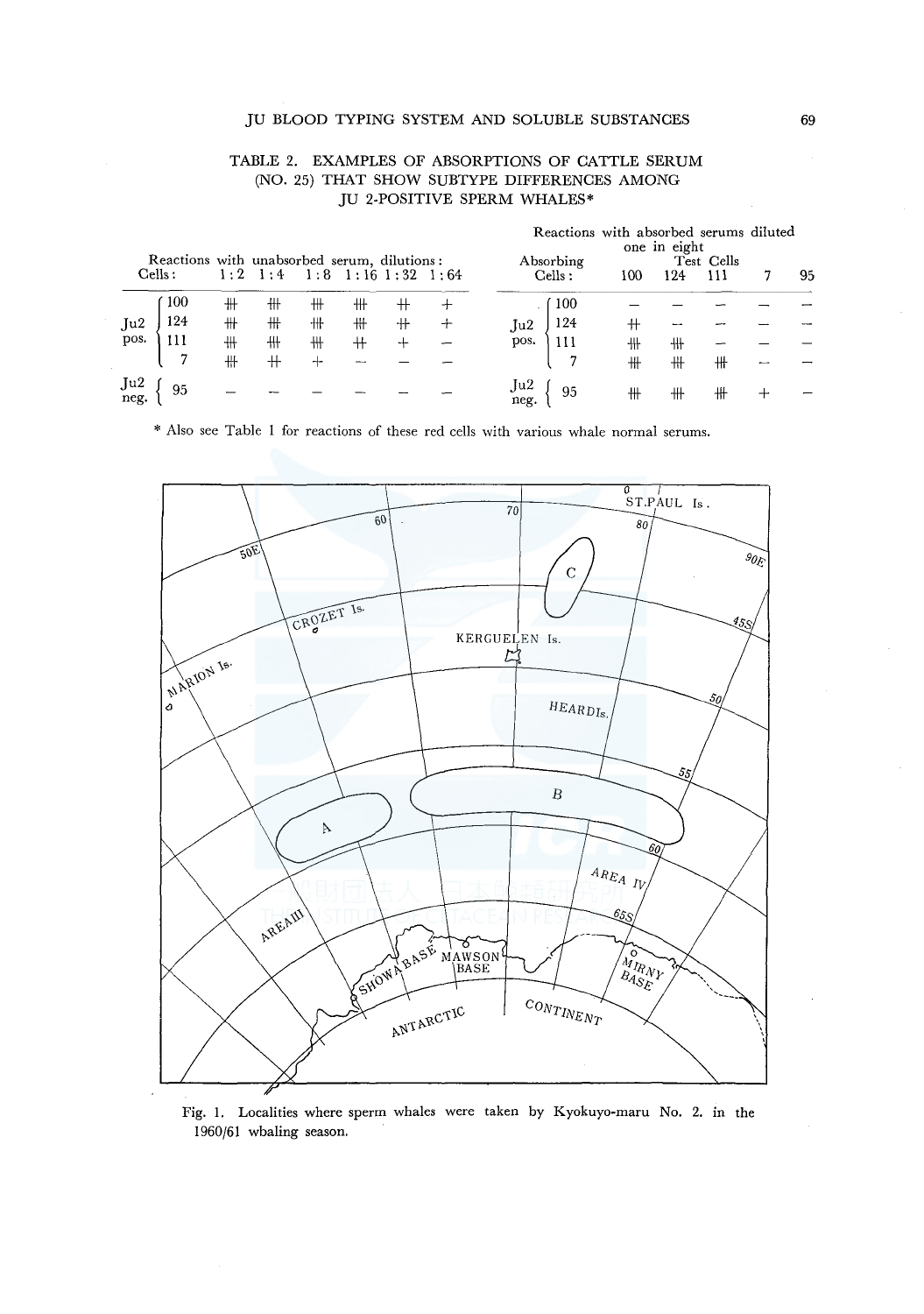TABLE 2. EXAMPLES OF ABSORPTIONS OF CATTLE SERUM (NO. 25) THAT SHOW SUBTYPE DIFFERENCES AMONG JU 2-POSITIVE SPERM WHALES*

| | Reactions with unabsorbed serum, dilutions: | | | | | | | Reactions with absorbed serums diluted one in eight | | | | | |
|---|---|---|---|---|---|---|---|---|---|---|---|---|---|
| | Cells: | 1:2 | 1:4 | 1:8 | 1:16 | 1:32 | 1:64 | Absorbing Cells: | Test Cells 100 | 124 | 111 | 7 | 95 |
| Ju2 pos. | 100 | ⧻ | ⧻ | ⧻ | ⧻ | ++ | + | 100 | – | – | – | – | – |
| | 124 | ⧻ | ⧻ | ⧻ | ⧻ | ++ | + | 124 | ++ | – | – | – | – |
| | 111 | ⧻ | ⧻ | ⧻ | ++ | + | – | 111 | ⧻ | ⧻ | – | – | – |
| | 7 | ⧻ | ++ | + | – | – | – | 7 | ⧻ | ⧻ | ⧻ | – | – |
| Ju2 neg. | 95 | – | – | – | – | – | – | 95 | ⧻ | ⧻ | ⧻ | + | – |

\* Also see Table 1 for reactions of these red cells with various whale normal serums.

Fig. 1. Localities where sperm whales were taken by Kyokuyo-maru No. 2. in the 1960/61 whaling season.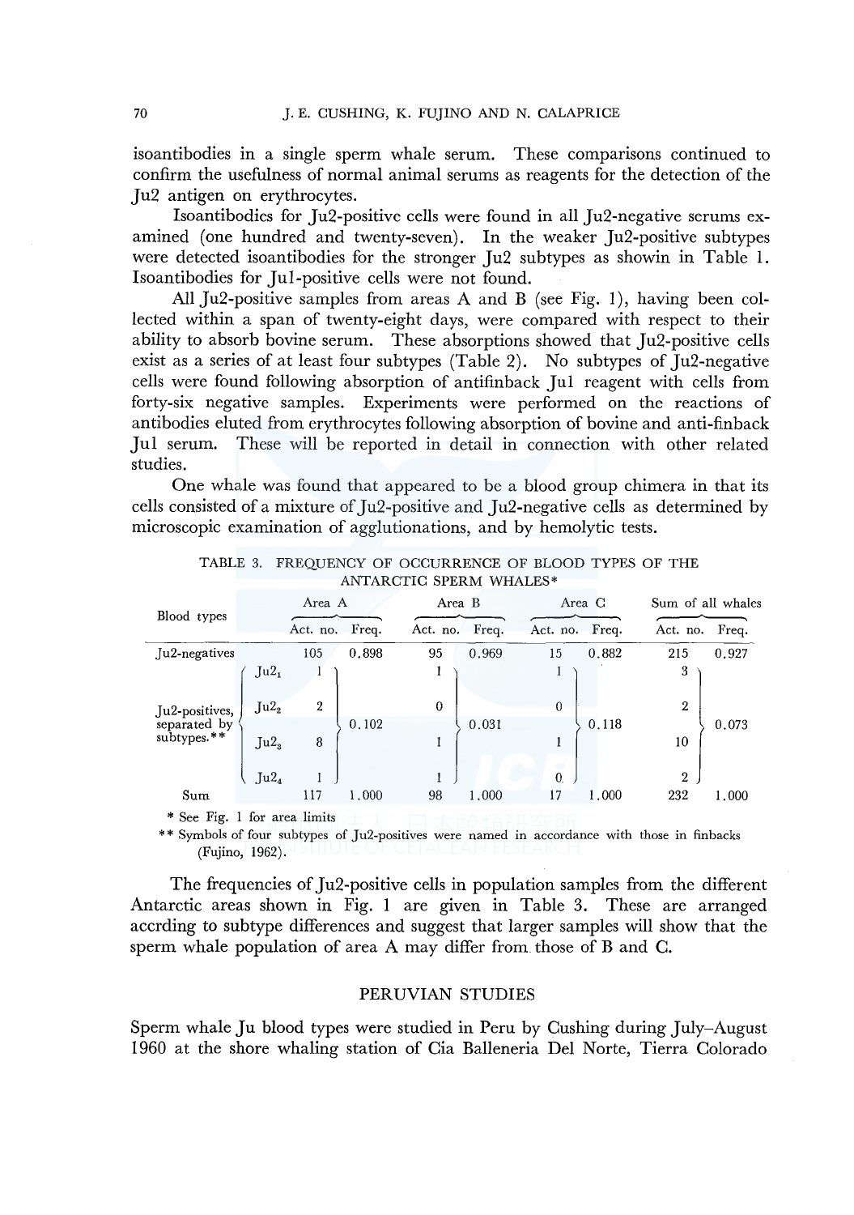isoantibodies in a single sperm whale serum. These comparisons continued to confirm the usefulness of normal animal serums as reagents for the detection of the Ju2 antigen on erythrocytes.

Isoantibodies for Ju2-positive cells were found in all Ju2-negative serums examined (one hundred and twenty-seven). In the weaker Ju2-positive subtypes were detected isoantibodies for the stronger Ju2 subtypes as showin in Table 1. Isoantibodies for Ju1-positive cells were not found.

All Ju2-positive samples from areas A and B (see Fig. 1), having been collected within a span of twenty-eight days, were compared with respect to their ability to absorb bovine serum. These absorptions showed that Ju2-positive cells exist as a series of at least four subtypes (Table 2). No subtypes of Ju2-negative cells were found following absorption of antifinback Ju1 reagent with cells from forty-six negative samples. Experiments were performed on the reactions of antibodies eluted from erythrocytes following absorption of bovine and anti-finback Ju1 serum. These will be reported in detail in connection with other related studies.

One whale was found that appeared to be a blood group chimera in that its cells consisted of a mixture of Ju2-positive and Ju2-negative cells as determined by microscopic examination of agglutionations, and by hemolytic tests.

TABLE 3. FREQUENCY OF OCCURRENCE OF BLOOD TYPES OF THE ANTARCTIC SPERM WHALES*

| Blood types | | Area A | | Area B | | Area C | | Sum of all whales | |
|---|---|---|---|---|---|---|---|---|---|
| | | Act. no. | Freq. | Act. no. | Freq. | Act. no. | Freq. | Act. no. | Freq. |
| Ju2-negatives | | 105 | 0.898 | 95 | 0.969 | 15 | 0.882 | 215 | 0.927 |
| Ju2-positives, separated by subtypes.** | $Ju2_1$ | 1 | 0.102 | 1 | 0.031 | 1 | 0.118 | 3 | 0.073 |
| | $Ju2_2$ | 2 | | 0 | | 0 | | 2 | |
| | $Ju2_3$ | 8 | | 1 | | 1 | | 10 | |
| | $Ju2_4$ | 1 | | 1 | | 0 | | 2 | |
| Sum | | 117 | 1.000 | 98 | 1.000 | 17 | 1.000 | 232 | 1.000 |

\* See Fig. 1 for area limits

\*\* Symbols of four subtypes of Ju2-positives were named in accordance with those in finbacks (Fujino, 1962).

The frequencies of Ju2-positive cells in population samples from the different Antarctic areas shown in Fig. 1 are given in Table 3. These are arranged accrding to subtype differences and suggest that larger samples will show that the sperm whale population of area A may differ from those of B and C.

## PERUVIAN STUDIES

Sperm whale Ju blood types were studied in Peru by Cushing during July–August 1960 at the shore whaling station of Cia Balleneria Del Norte, Tierra Colorado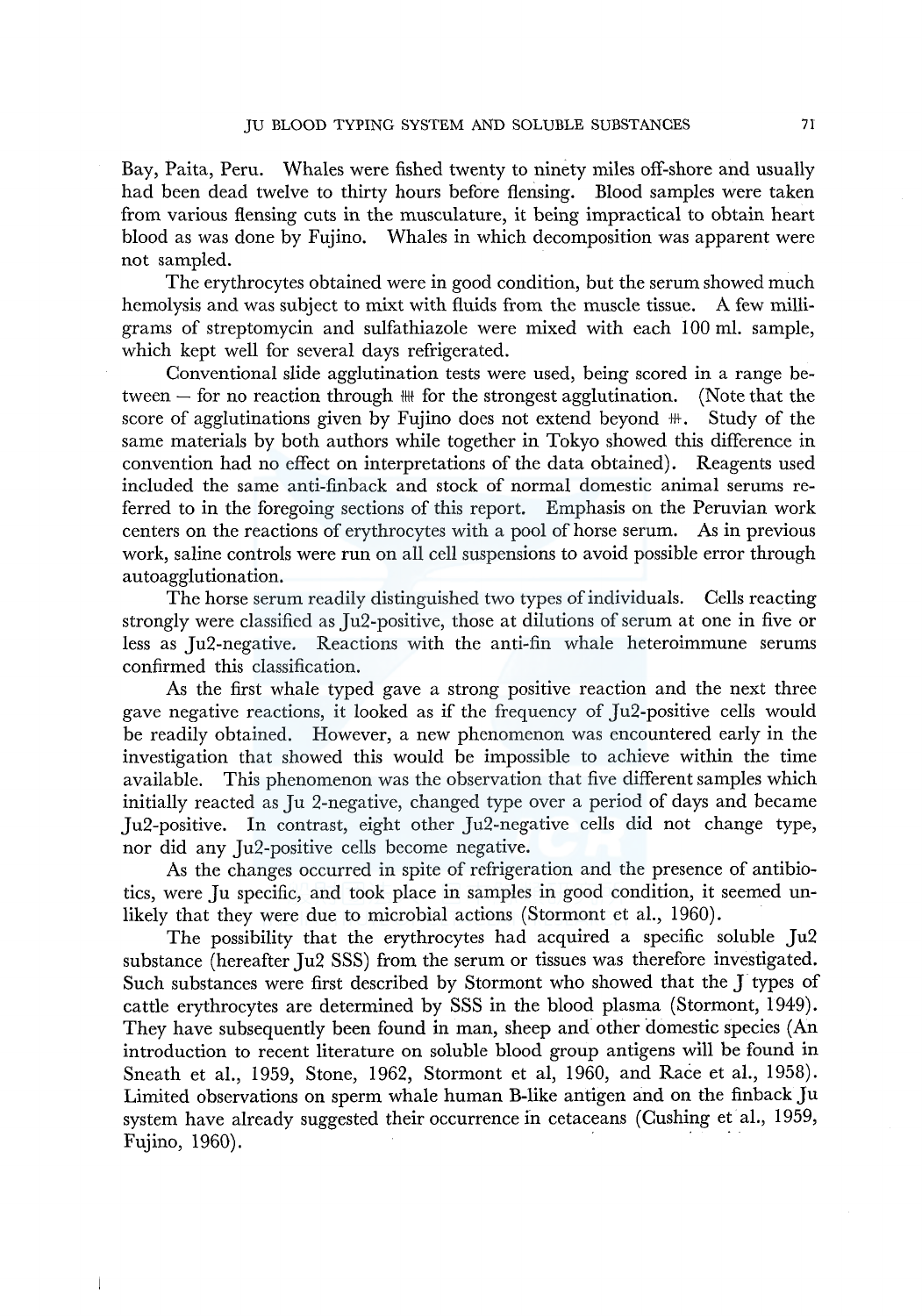Bay, Paita, Peru. Whales were fished twenty to ninety miles off-shore and usually had been dead twelve to thirty hours before flensing. Blood samples were taken from various flensing cuts in the musculature, it being impractical to obtain heart blood as was done by Fujino. Whales in which decomposition was apparent were not sampled.

The erythrocytes obtained were in good condition, but the serum showed much hemolysis and was subject to mixt with fluids from the muscle tissue. A few milligrams of streptomycin and sulfathiazole were mixed with each 100 ml. sample, which kept well for several days refrigerated.

Conventional slide agglutination tests were used, being scored in a range between – for no reaction through #### for the strongest agglutination. (Note that the score of agglutinations given by Fujino does not extend beyond ###. Study of the same materials by both authors while together in Tokyo showed this difference in convention had no effect on interpretations of the data obtained). Reagents used included the same anti-finback and stock of normal domestic animal serums referred to in the foregoing sections of this report. Emphasis on the Peruvian work centers on the reactions of erythrocytes with a pool of horse serum. As in previous work, saline controls were run on all cell suspensions to avoid possible error through autoagglutionation.

The horse serum readily distinguished two types of individuals. Cells reacting strongly were classified as Ju2-positive, those at dilutions of serum at one in five or less as Ju2-negative. Reactions with the anti-fin whale heteroimmune serums confirmed this classification.

As the first whale typed gave a strong positive reaction and the next three gave negative reactions, it looked as if the frequency of Ju2-positive cells would be readily obtained. However, a new phenomenon was encountered early in the investigation that showed this would be impossible to achieve within the time available. This phenomenon was the observation that five different samples which initially reacted as Ju 2-negative, changed type over a period of days and became Ju2-positive. In contrast, eight other Ju2-negative cells did not change type, nor did any Ju2-positive cells become negative.

As the changes occurred in spite of refrigeration and the presence of antibiotics, were Ju specific, and took place in samples in good condition, it seemed unlikely that they were due to microbial actions (Stormont et al., 1960).

The possibility that the erythrocytes had acquired a specific soluble Ju2 substance (hereafter Ju2 SSS) from the serum or tissues was therefore investigated. Such substances were first described by Stormont who showed that the J types of cattle erythrocytes are determined by SSS in the blood plasma (Stormont, 1949). They have subsequently been found in man, sheep and other domestic species (An introduction to recent literature on soluble blood group antigens will be found in Sneath et al., 1959, Stone, 1962, Stormont et al, 1960, and Race et al., 1958). Limited observations on sperm whale human B-like antigen and on the finback Ju system have already suggested their occurrence in cetaceans (Cushing et al., 1959, Fujino, 1960).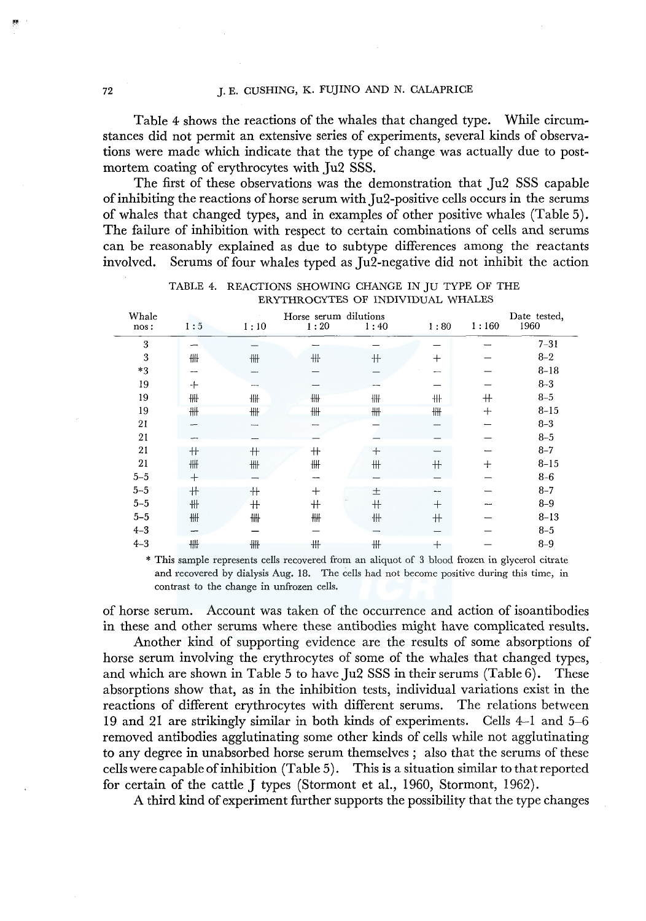Table 4 shows the reactions of the whales that changed type. While circumstances did not permit an extensive series of experiments, several kinds of observations were made which indicate that the type of change was actually due to postmortem coating of erythrocytes with Ju2 SSS.

The first of these observations was the demonstration that Ju2 SSS capable of inhibiting the reactions of horse serum with Ju2-positive cells occurs in the serums of whales that changed types, and in examples of other positive whales (Table 5). The failure of inhibition with respect to certain combinations of cells and serums can be reasonably explained as due to subtype differences among the reactants involved. Serums of four whales typed as Ju2-negative did not inhibit the action of horse serum. Account was taken of the occurrence and action of isoantibodies in these and other serums where these antibodies might have complicated results.

TABLE 4. REACTIONS SHOWING CHANGE IN JU TYPE OF THE ERYTHROCYTES OF INDIVIDUAL WHALES

| Whale nos: | Horse serum dilutions 1:5 | 1:10 | 1:20 | 1:40 | 1:80 | 1:160 | Date tested, 1960 |
|---|---|---|---|---|---|---|---|
| 3 | − | − | − | − | − | − | 7-31 |
| 3 | ++++ | ++++ | +++ | ++ | + | − | 8-2 |
| *3 | − | − | − | − | − | − | 8-18 |
| 19 | + | − | − | − | − | − | 8-3 |
| 19 | ++++ | ++++ | ++++ | ++++ | +++ | ++ | 8-5 |
| 19 | ++++ | ++++ | ++++ | ++++ | ++++ | + | 8-15 |
| 21 | − | − | − | − | − | − | 8-3 |
| 21 | − | − | − | − | − | − | 8-5 |
| 21 | ++ | ++ | ++ | + | − | − | 8-7 |
| 21 | ++++ | ++++ | ++++ | +++ | ++ | + | 8-15 |
| 5-5 | + | − | − | − | − | − | 8-6 |
| 5-5 | ++ | ++ | + | ± | − | − | 8-7 |
| 5-5 | +++ | ++ | ++ | ++ | + | − | 8-9 |
| 5-5 | ++++ | ++++ | ++++ | +++ | ++ | − | 8-13 |
| 4-3 | − | − | − | − | − | − | 8-5 |
| 4-3 | ++++ | ++++ | +++ | +++ | + | − | 8-9 |

* This sample represents cells recovered from an aliquot of 3 blood frozen in glycerol citrate and recovered by dialysis Aug. 18. The cells had not become positive during this time, in contrast to the change in unfrozen cells.

Another kind of supporting evidence are the results of some absorptions of horse serum involving the erythrocytes of some of the whales that changed types, and which are shown in Table 5 to have Ju2 SSS in their serums (Table 6). These absorptions show that, as in the inhibition tests, individual variations exist in the reactions of different erythrocytes with different serums. The relations between 19 and 21 are strikingly similar in both kinds of experiments. Cells 4-1 and 5-6 removed antibodies agglutinating some other kinds of cells while not agglutinating to any degree in unabsorbed horse serum themselves; also that the serums of these cells were capable of inhibition (Table 5). This is a situation similar to that reported for certain of the cattle J types (Stormont et al., 1960, Stormont, 1962).

A third kind of experiment further supports the possibility that the type changes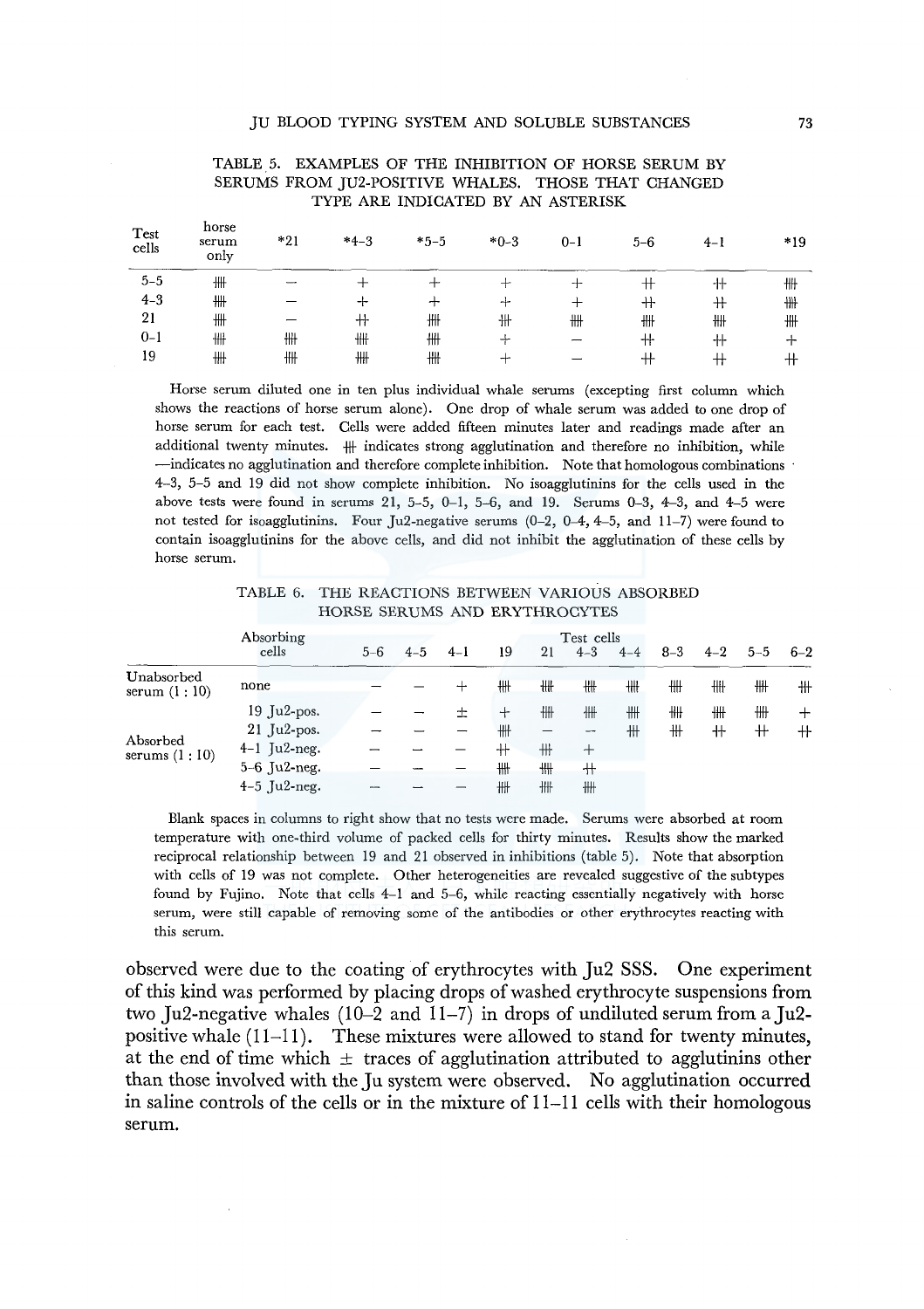TABLE 5. EXAMPLES OF THE INHIBITION OF HORSE SERUM BY SERUMS FROM JU2-POSITIVE WHALES. THOSE THAT CHANGED TYPE ARE INDICATED BY AN ASTERISK

| Test cells | horse serum only | *21 | *4–3 | *5–5 | *0–3 | 0–1 | 5–6 | 4–1 | *19 |
|---|---|---|---|---|---|---|---|---|---|
| 5–5 | ⧺ | — | + | + | + | + | ++ | ++ | ⧺ |
| 4–3 | ⧺ | — | + | + | + | + | ++ | ++ | ⧺ |
| 21 | ⧺ | — | ++ | ⧺ | ⧺ | ⧺ | ⧺ | ⧺ | ⧺ |
| 0–1 | ⧺ | ⧺ | ⧺ | ⧺ | + | — | ++ | ++ | + |
| 19 | ⧺ | ⧺ | ⧺ | ⧺ | + | — | ++ | ++ | ++ |

Horse serum diluted one in ten plus individual whale serums (excepting first column which shows the reactions of horse serum alone). One drop of whale serum was added to one drop of horse serum for each test. Cells were added fifteen minutes later and readings made after an additional twenty minutes. ⧺ indicates strong agglutination and therefore no inhibition, while —indicates no agglutination and therefore complete inhibition. Note that homologous combinations 4–3, 5–5 and 19 did not show complete inhibition. No isoagglutinins for the cells used in the above tests were found in serums 21, 5–5, 0–1, 5–6, and 19. Serums 0–3, 4–3, and 4–5 were not tested for isoagglutinins. Four Ju2-negative serums (0–2, 0–4, 4–5, and 11–7) were found to contain isoagglutinins for the above cells, and did not inhibit the agglutination of these cells by horse serum.

TABLE 6. THE REACTIONS BETWEEN VARIOUS ABSORBED HORSE SERUMS AND ERYTHROCYTES

| | Absorbing cells | 5–6 | 4–5 | 4–1 | 19 | 21 | 4–3 | 4–4 | 8–3 | 4–2 | 5–5 | 6–2 |
|---|---|---|---|---|---|---|---|---|---|---|---|---|
| | | Test cells | | | | | | | | | | |
| Unabsorbed serum (1 : 10) | none | — | — | + | ⧺ | ⧺ | ⧺ | ⧺ | ⧺ | ⧺ | ⧺ | ++ |
| Absorbed serums (1 : 10) | 19 Ju2-pos. | — | — | ± | + | ⧺ | ⧺ | ⧺ | ⧺ | ⧺ | ⧺ | + |
| | 21 Ju2-pos. | — | — | — | ⧺ | — | — | ⧺ | ++ | ++ | ++ | ++ |
| | 4–1 Ju2-neg. | — | — | — | ++ | ⧺ | + | | | | | |
| | 5–6 Ju2-neg. | — | — | — | ⧺ | ⧺ | ++ | | | | | |
| | 4–5 Ju2-neg. | — | — | — | ⧺ | ⧺ | ⧺ | | | | | |

Blank spaces in columns to right show that no tests were made. Serums were absorbed at room temperature with one-third volume of packed cells for thirty minutes. Results show the marked reciprocal relationship between 19 and 21 observed in inhibitions (table 5). Note that absorption with cells of 19 was not complete. Other heterogeneities are revealed suggestive of the subtypes found by Fujino. Note that cells 4–1 and 5–6, while reacting essentially negatively with horse serum, were still capable of removing some of the antibodies or other erythrocytes reacting with this serum.

observed were due to the coating of erythrocytes with Ju2 SSS. One experiment of this kind was performed by placing drops of washed erythrocyte suspensions from two Ju2-negative whales (10–2 and 11–7) in drops of undiluted serum from a Ju2-positive whale (11–11). These mixtures were allowed to stand for twenty minutes, at the end of time which ± traces of agglutination attributed to agglutinins other than those involved with the Ju system were observed. No agglutination occurred in saline controls of the cells or in the mixture of 11–11 cells with their homologous serum.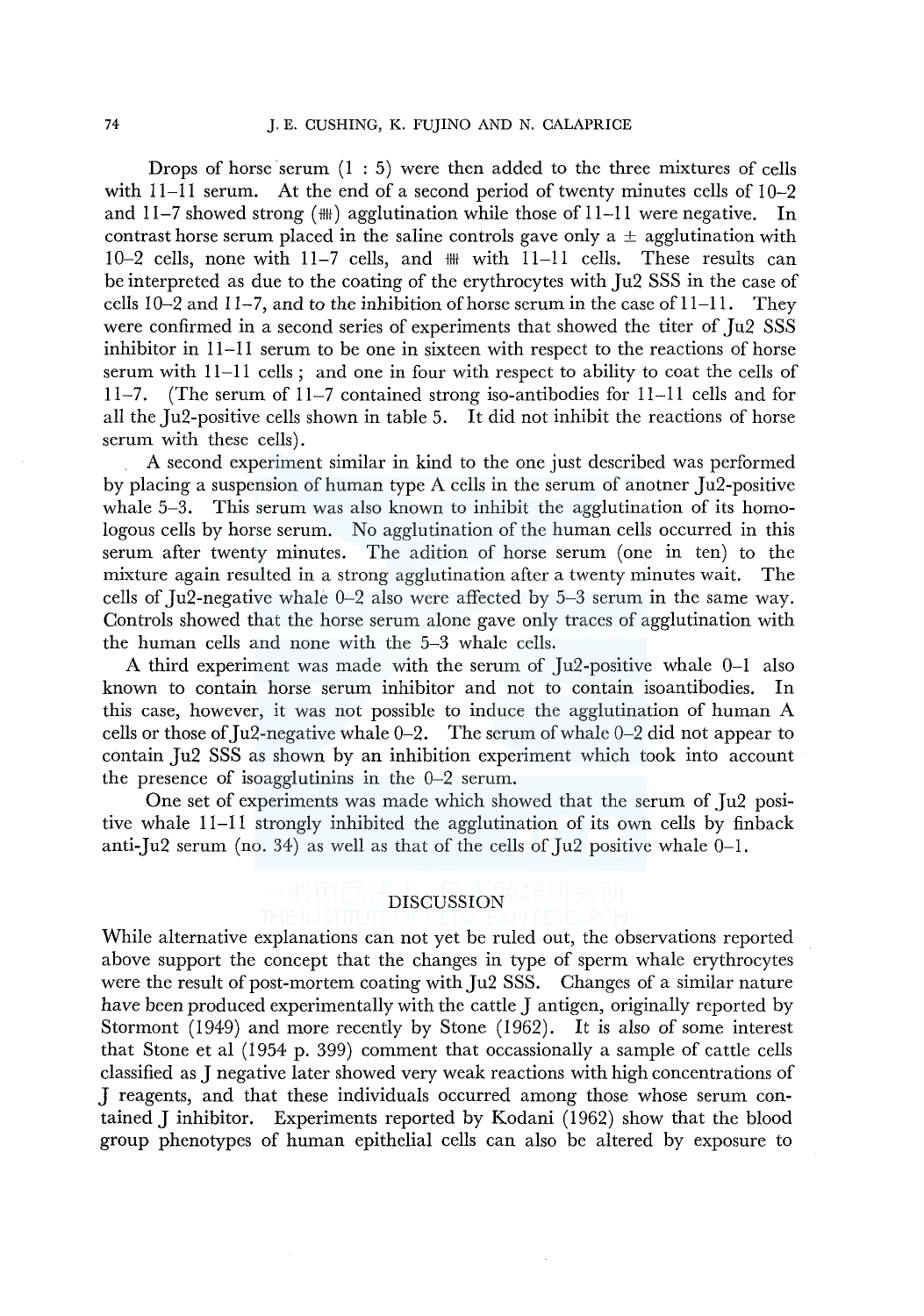Drops of horse serum (1 : 5) were then added to the three mixtures of cells with 11–11 serum. At the end of a second period of twenty minutes cells of 10–2 and 11–7 showed strong (卌) agglutination while those of 11–11 were negative. In contrast horse serum placed in the saline controls gave only a ± agglutination with 10–2 cells, none with 11–7 cells, and 卌 with 11–11 cells. These results can be interpreted as due to the coating of the erythrocytes with Ju2 SSS in the case of cells 10–2 and 11–7, and to the inhibition of horse serum in the case of 11–11. They were confirmed in a second series of experiments that showed the titer of Ju2 SSS inhibitor in 11–11 serum to be one in sixteen with respect to the reactions of horse serum with 11–11 cells ; and one in four with respect to ability to coat the cells of 11–7. (The serum of 11–7 contained strong iso-antibodies for 11–11 cells and for all the Ju2-positive cells shown in table 5. It did not inhibit the reactions of horse serum with these cells).

A second experiment similar in kind to the one just described was performed by placing a suspension of human type A cells in the serum of anotner Ju2-positive whale 5–3. This serum was also known to inhibit the agglutination of its homologous cells by horse serum. No agglutination of the human cells occurred in this serum after twenty minutes. The adition of horse serum (one in ten) to the mixture again resulted in a strong agglutination after a twenty minutes wait. The cells of Ju2-negative whale 0–2 also were affected by 5–3 serum in the same way. Controls showed that the horse serum alone gave only traces of agglutination with the human cells and none with the 5–3 whale cells.

A third experiment was made with the serum of Ju2-positive whale 0–1 also known to contain horse serum inhibitor and not to contain isoantibodies. In this case, however, it was not possible to induce the agglutination of human A cells or those of Ju2-negative whale 0–2. The serum of whale 0–2 did not appear to contain Ju2 SSS as shown by an inhibition experiment which took into account the presence of isoagglutinins in the 0–2 serum.

One set of experiments was made which showed that the serum of Ju2 positive whale 11–11 strongly inhibited the agglutination of its own cells by finback anti-Ju2 serum (no. 34) as well as that of the cells of Ju2 positive whale 0–1.

## DISCUSSION

While alternative explanations can not yet be ruled out, the observations reported above support the concept that the changes in type of sperm whale erythrocytes were the result of post-mortem coating with Ju2 SSS. Changes of a similar nature have been produced experimentally with the cattle J antigen, originally reported by Stormont (1949) and more recently by Stone (1962). It is also of some interest that Stone et al (1954 p. 399) comment that occassionally a sample of cattle cells classified as J negative later showed very weak reactions with high concentrations of J reagents, and that these individuals occurred among those whose serum contained J inhibitor. Experiments reported by Kodani (1962) show that the blood group phenotypes of human epithelial cells can also be altered by exposure to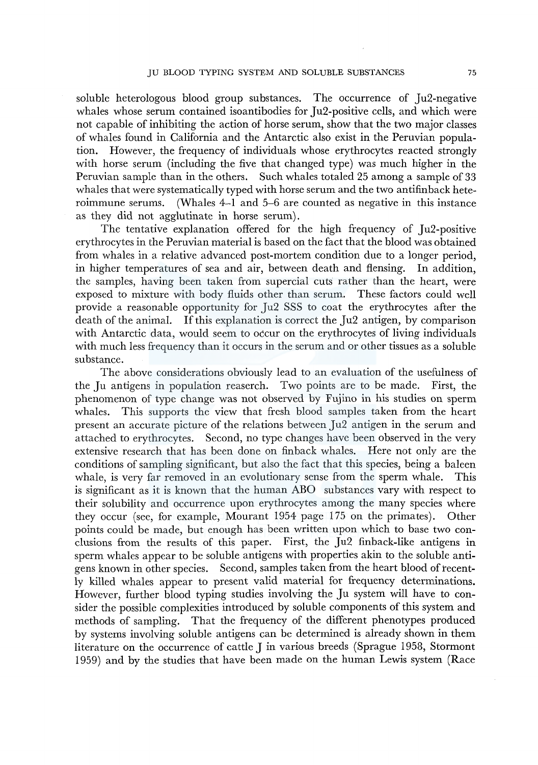soluble heterologous blood group substances. The occurrence of Ju2-negative whales whose serum contained isoantibodies for Ju2-positive cells, and which were not capable of inhibiting the action of horse serum, show that the two major classes of whales found in California and the Antarctic also exist in the Peruvian population. However, the frequency of individuals whose erythrocytes reacted strongly with horse serum (including the five that changed type) was much higher in the Peruvian sample than in the others. Such whales totaled 25 among a sample of 33 whales that were systematically typed with horse serum and the two antifinback heteroimmune serums. (Whales 4–1 and 5–6 are counted as negative in this instance as they did not agglutinate in horse serum).

The tentative explanation offered for the high frequency of Ju2-positive erythrocytes in the Peruvian material is based on the fact that the blood was obtained from whales in a relative advanced post-mortem condition due to a longer period, in higher temperatures of sea and air, between death and flensing. In addition, the samples, having been taken from supercial cuts rather than the heart, were exposed to mixture with body fluids other than serum. These factors could well provide a reasonable opportunity for Ju2 SSS to coat the erythrocytes after the death of the animal. If this explanation is correct the Ju2 antigen, by comparison with Antarctic data, would seem to occur on the erythrocytes of living individuals with much less frequency than it occurs in the serum and or other tissues as a soluble substance.

The above considerations obviously lead to an evaluation of the usefulness of the Ju antigens in population reaserch. Two points are to be made. First, the phenomenon of type change was not observed by Fujino in his studies on sperm whales. This supports the view that fresh blood samples taken from the heart present an accurate picture of the relations between Ju2 antigen in the serum and attached to erythrocytes. Second, no type changes have been observed in the very extensive research that has been done on finback whales. Here not only are the conditions of sampling significant, but also the fact that this species, being a baleen whale, is very far removed in an evolutionary sense from the sperm whale. This is significant as it is known that the human ABO substances vary with respect to their solubility and occurrence upon erythrocytes among the many species where they occur (see, for example, Mourant 1954 page 175 on the primates). Other points could be made, but enough has been written upon which to base two conclusions from the results of this paper. First, the Ju2 finback-like antigens in sperm whales appear to be soluble antigens with properties akin to the soluble antigens known in other species. Second, samples taken from the heart blood of recently killed whales appear to present valid material for frequency determinations. However, further blood typing studies involving the Ju system will have to consider the possible complexities introduced by soluble components of this system and methods of sampling. That the frequency of the different phenotypes produced by systems involving soluble antigens can be determined is already shown in them literature on the occurrence of cattle J in various breeds (Sprague 1958, Stormont 1959) and by the studies that have been made on the human Lewis system (Race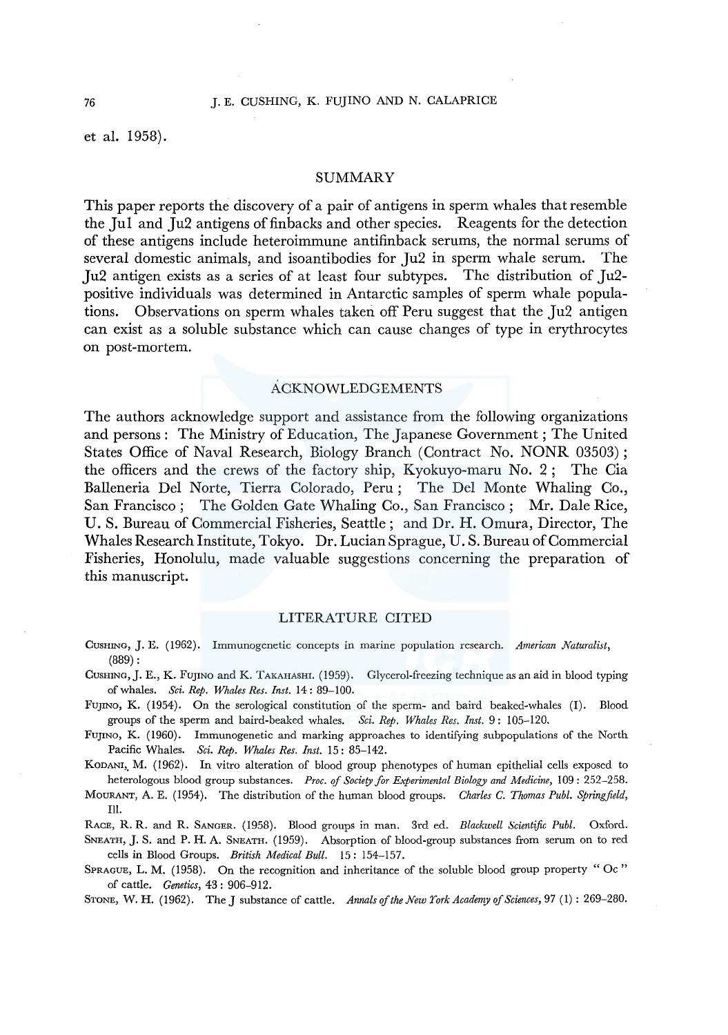et al. 1958).

## SUMMARY

This paper reports the discovery of a pair of antigens in sperm whales that resemble the Ju1 and Ju2 antigens of finbacks and other species. Reagents for the detection of these antigens include heteroimmune antifinback serums, the normal serums of several domestic animals, and isoantibodies for Ju2 in sperm whale serum. The Ju2 antigen exists as a series of at least four subtypes. The distribution of Ju2-positive individuals was determined in Antarctic samples of sperm whale populations. Observations on sperm whales taken off Peru suggest that the Ju2 antigen can exist as a soluble substance which can cause changes of type in erythrocytes on post-mortem.

## ACKNOWLEDGEMENTS

The authors acknowledge support and assistance from the following organizations and persons: The Ministry of Education, The Japanese Government; The United States Office of Naval Research, Biology Branch (Contract No. NONR 03503); the officers and the crews of the factory ship, Kyokuyo-maru No. 2; The Cia Balleneria Del Norte, Tierra Colorado, Peru; The Del Monte Whaling Co., San Francisco; The Golden Gate Whaling Co., San Francisco; Mr. Dale Rice, U. S. Bureau of Commercial Fisheries, Seattle; and Dr. H. Omura, Director, The Whales Research Institute, Tokyo. Dr. Lucian Sprague, U. S. Bureau of Commercial Fisheries, Honolulu, made valuable suggestions concerning the preparation of this manuscript.

## LITERATURE CITED

Cushing, J. E. (1962). Immunogenetic concepts in marine population research. *American Naturalist*, (889):

Cushing, J. E., K. Fujino and K. Takahashi. (1959). Glycerol-freezing technique as an aid in blood typing of whales. *Sci. Rep. Whales Res. Inst.* 14: 89–100.

Fujino, K. (1954). On the serological constitution of the sperm- and baird beaked-whales (I). Blood groups of the sperm and baird-beaked whales. *Sci. Rep. Whales Res. Inst.* 9: 105–120.

Fujino, K. (1960). Immunogenetic and marking approaches to identifying subpopulations of the North Pacific Whales. *Sci. Rep. Whales Res. Inst.* 15: 85–142.

Kodani, M. (1962). In vitro alteration of blood group phenotypes of human epithelial cells exposed to heterologous blood group substances. *Proc. of Society for Experimental Biology and Medicine*, 109: 252–258.

Mourant, A. E. (1954). The distribution of the human blood groups. *Charles C. Thomas Publ. Springfield, Ill.*

Race, R. R. and R. Sanger. (1958). Blood groups in man. 3rd ed. *Blackwell Scientific Publ.* Oxford.

Sneath, J. S. and P. H. A. Sneath. (1959). Absorption of blood-group substances from serum on to red cells in Blood Groups. *British Medical Bull.* 15: 154–157.

Sprague, L. M. (1958). On the recognition and inheritance of the soluble blood group property "Oc" of cattle. *Genetics*, 43: 906–912.

Stone, W. H. (1962). The J substance of cattle. *Annals of the New York Academy of Sciences*, 97 (1): 269–280.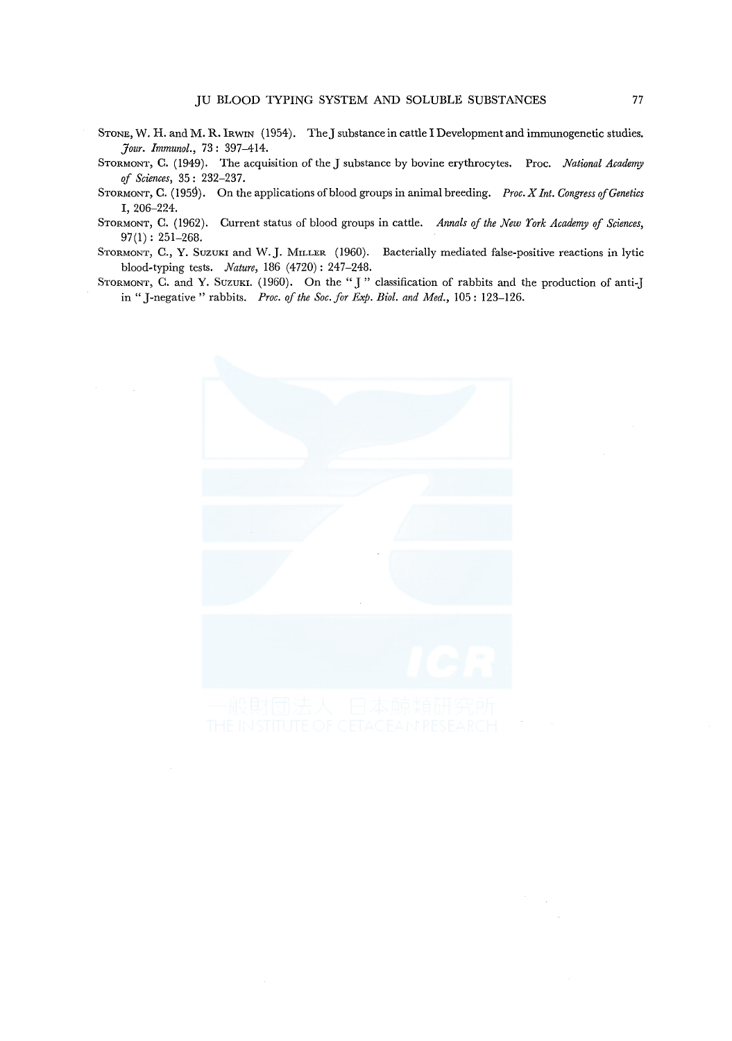Stone, W. H. and M. R. Irwin (1954). The J substance in cattle I Development and immunogenetic studies. *Jour. Immunol.*, 73: 397–414.

Stormont, C. (1949). The acquisition of the J substance by bovine erythrocytes. Proc. *National Academy of Sciences*, 35: 232–237.

Stormont, C. (1959). On the applications of blood groups in animal breeding. *Proc. X Int. Congress of Genetics* I, 206–224.

Stormont, C. (1962). Current status of blood groups in cattle. *Annals of the New York Academy of Sciences*, 97(1): 251–268.

Stormont, C., Y. Suzuki and W. J. Miller (1960). Bacterially mediated false-positive reactions in lytic blood-typing tests. *Nature*, 186 (4720): 247–248.

Stormont, C. and Y. Suzuki. (1960). On the "J" classification of rabbits and the production of anti-J in "J-negative" rabbits. *Proc. of the Soc. for Exp. Biol. and Med.*, 105: 123–126.